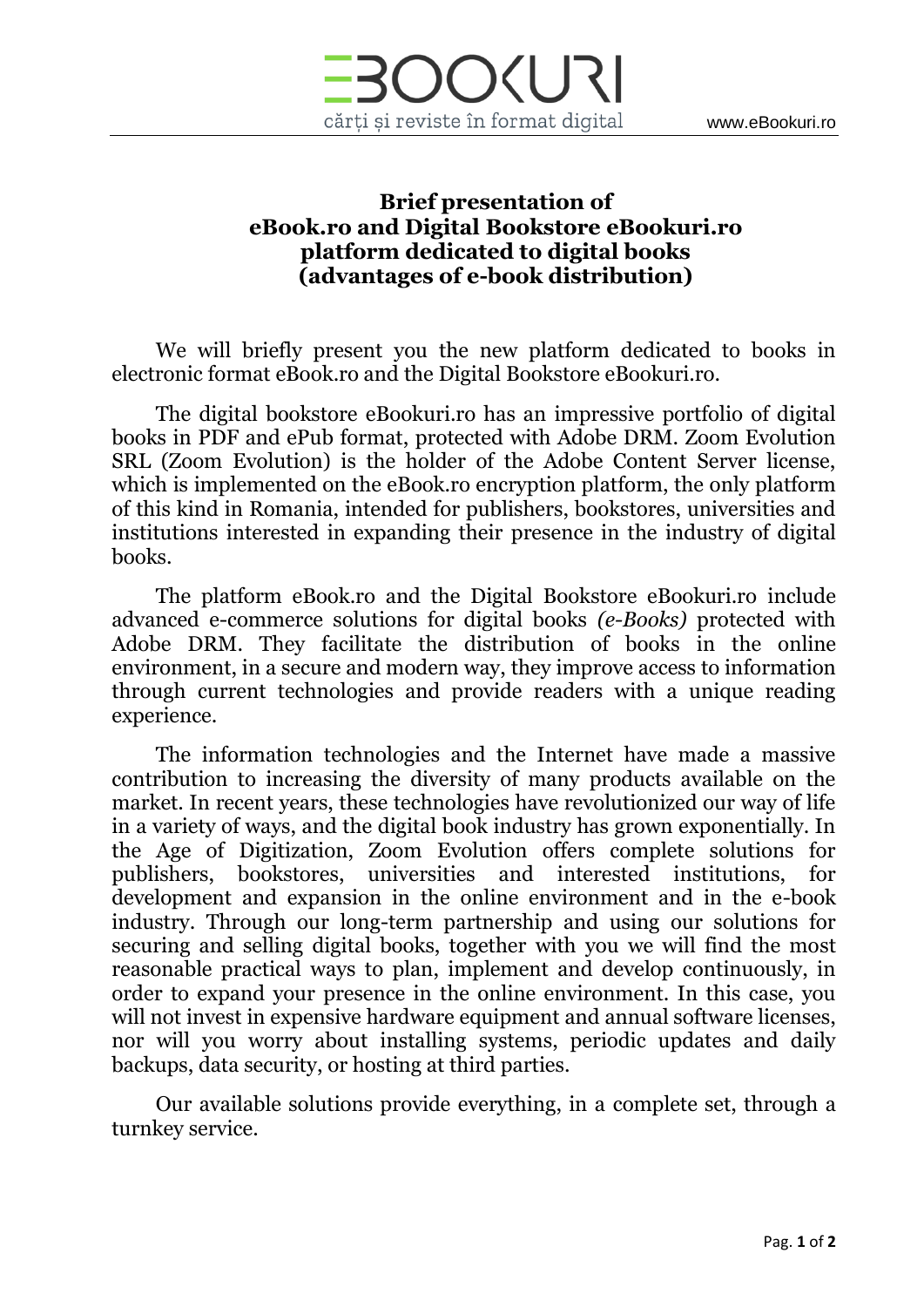# Brief presentation of eBook.ro and Digital Bookstore eBookuri.ro platform dedicated to digital books (advantages of e-book distribution)

We will briefly present you the new platform dedicated to books in electronic format eBook.ro and the Digital Bookstore eBookuri.ro.

The digital bookstore eBookuri.ro has an impressive portfolio of digital books in PDF and ePub format, protected with Adobe DRM. Zoom Evolution SRL (Zoom Evolution) is the holder of the Adobe Content Server license, which is implemented on the eBook.ro encryption platform, the only platform of this kind in Romania, intended for publishers, bookstores, universities and institutions interested in expanding their presence in the industry of digital books.

The platform eBook.ro and the Digital Bookstore eBookuri.ro include advanced e-commerce solutions for digital books *(e-Books)* protected with Adobe DRM. They facilitate the distribution of books in the online environment, in a secure and modern way, they improve access to information through current technologies and provide readers with a unique reading experience.

The information technologies and the Internet have made a massive contribution to increasing the diversity of many products available on the market. In recent years, these technologies have revolutionized our way of life in a variety of ways, and the digital book industry has grown exponentially. In the Age of Digitization, Zoom Evolution offers complete solutions for publishers, bookstores, universities and interested institutions, for development and expansion in the online environment and in the e-book industry. Through our long-term partnership and using our solutions for securing and selling digital books, together with you we will find the most reasonable practical ways to plan, implement and develop continuously, in order to expand your presence in the online environment. In this case, you will not invest in expensive hardware equipment and annual software licenses, nor will you worry about installing systems, periodic updates and daily backups, data security, or hosting at third parties.

Our available solutions provide everything, in a complete set, through a turnkey service.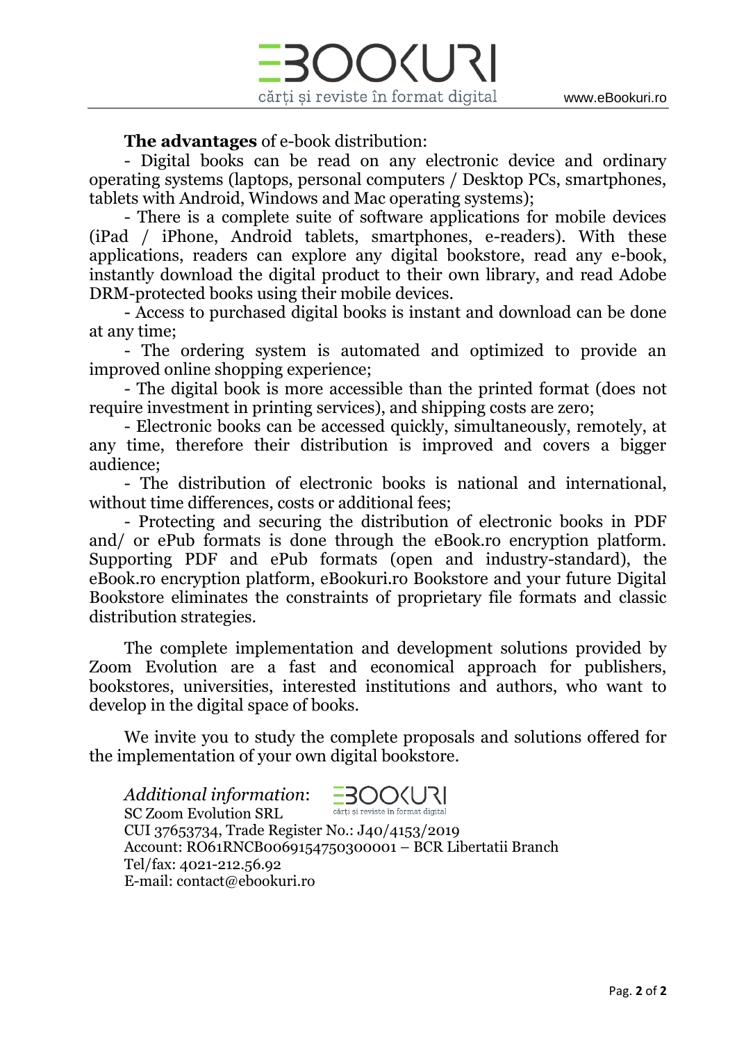**The advantages** of e-book distribution:

- Digital books can be read on any electronic device and ordinary operating systems (laptops, personal computers / Desktop PCs, smartphones, tablets with Android, Windows and Mac operating systems);
- There is a complete suite of software applications for mobile devices (iPad / iPhone, Android tablets, smartphones, e-readers). With these applications, readers can explore any digital bookstore, read any e-book, instantly download the digital product to their own library, and read Adobe DRM-protected books using their mobile devices.
- Access to purchased digital books is instant and download can be done at any time;
- The ordering system is automated and optimized to provide an improved online shopping experience;
- The digital book is more accessible than the printed format (does not require investment in printing services), and shipping costs are zero;
- Electronic books can be accessed quickly, simultaneously, remotely, at any time, therefore their distribution is improved and covers a bigger audience;
- The distribution of electronic books is national and international, without time differences, costs or additional fees;
- Protecting and securing the distribution of electronic books in PDF and/ or ePub formats is done through the eBook.ro encryption platform. Supporting PDF and ePub formats (open and industry-standard), the eBook.ro encryption platform, eBookuri.ro Bookstore and your future Digital Bookstore eliminates the constraints of proprietary file formats and classic distribution strategies.

The complete implementation and development solutions provided by Zoom Evolution are a fast and economical approach for publishers, bookstores, universities, interested institutions and authors, who want to develop in the digital space of books.

We invite you to study the complete proposals and solutions offered for the implementation of your own digital bookstore.

*Additional information*:

SC Zoom Evolution SRL
CUI 37653734, Trade Register No.: J40/4153/2019
Account: RO61RNCB0069154750300001 – BCR Libertatii Branch
Tel/fax: 4021-212.56.92
E-mail: contact@ebookuri.ro